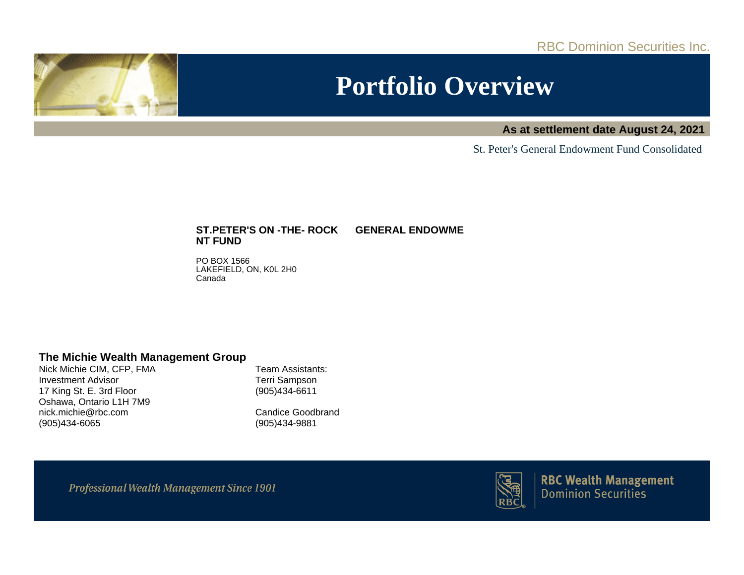RBC Dominion Securities Inc.

# Portfolio Overview

**As at settlement date August 24, 2021**

St. Peter's General Endowment Fund Consolidated

**ST.PETER'S ON -THE- ROCK GENERAL ENDOWMENT FUND**

PO BOX 1566
LAKEFIELD, ON, K0L 2H0
Canada

## The Michie Wealth Management Group

Nick Michie CIM, CFP, FMA
Investment Advisor
17 King St. E. 3rd Floor
Oshawa, Ontario L1H 7M9
nick.michie@rbc.com
(905)434-6065

Team Assistants:
Terri Sampson
(905)434-6611

Candice Goodbrand
(905)434-9881

*Professional Wealth Management Since 1901*

RBC Wealth Management
Dominion Securities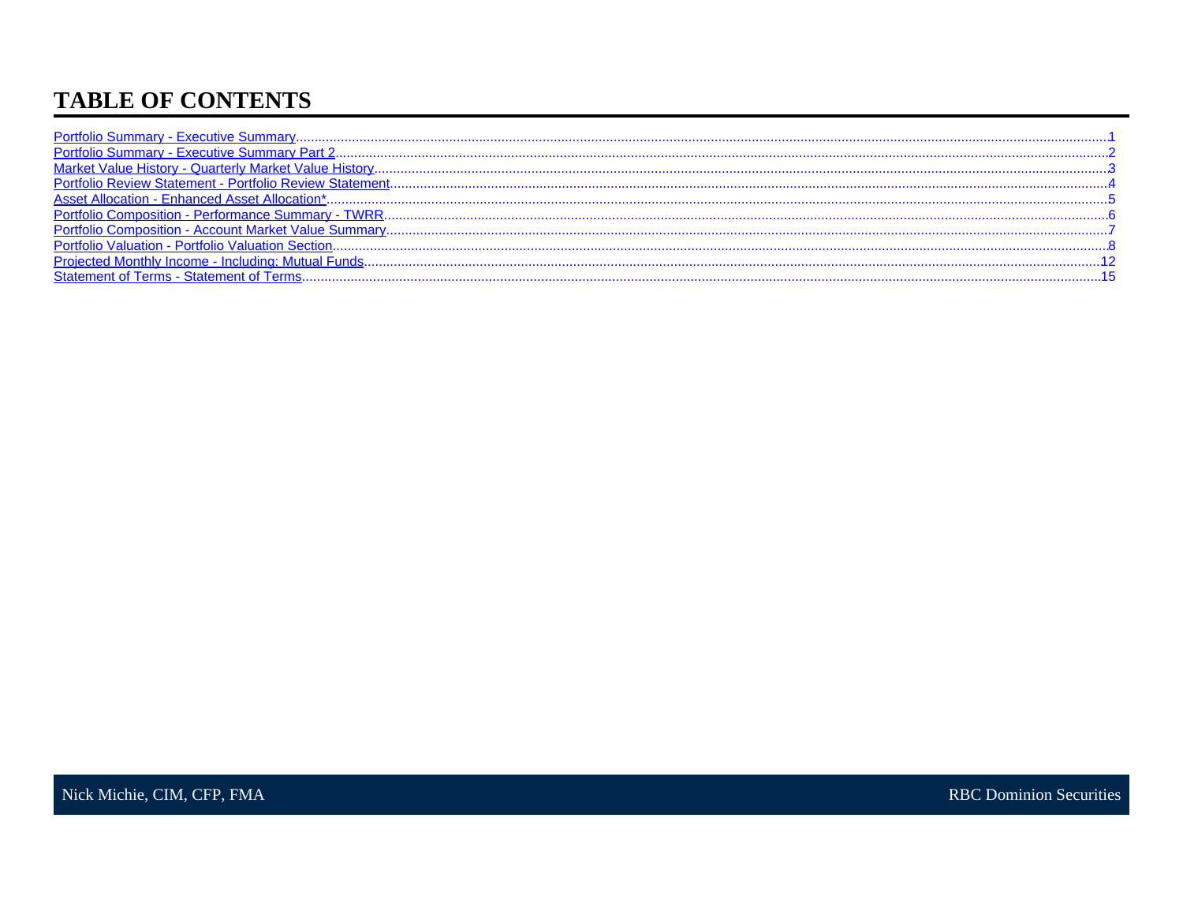# TABLE OF CONTENTS

Portfolio Summary - Executive Summary....................1
Portfolio Summary - Executive Summary Part 2....................2
Market Value History - Quarterly Market Value History....................3
Portfolio Review Statement - Portfolio Review Statement....................4
Asset Allocation - Enhanced Asset Allocation*....................5
Portfolio Composition - Performance Summary - TWRR....................6
Portfolio Composition - Account Market Value Summary....................7
Portfolio Valuation - Portfolio Valuation Section....................8
Projected Monthly Income - Including: Mutual Funds....................12
Statement of Terms - Statement of Terms....................15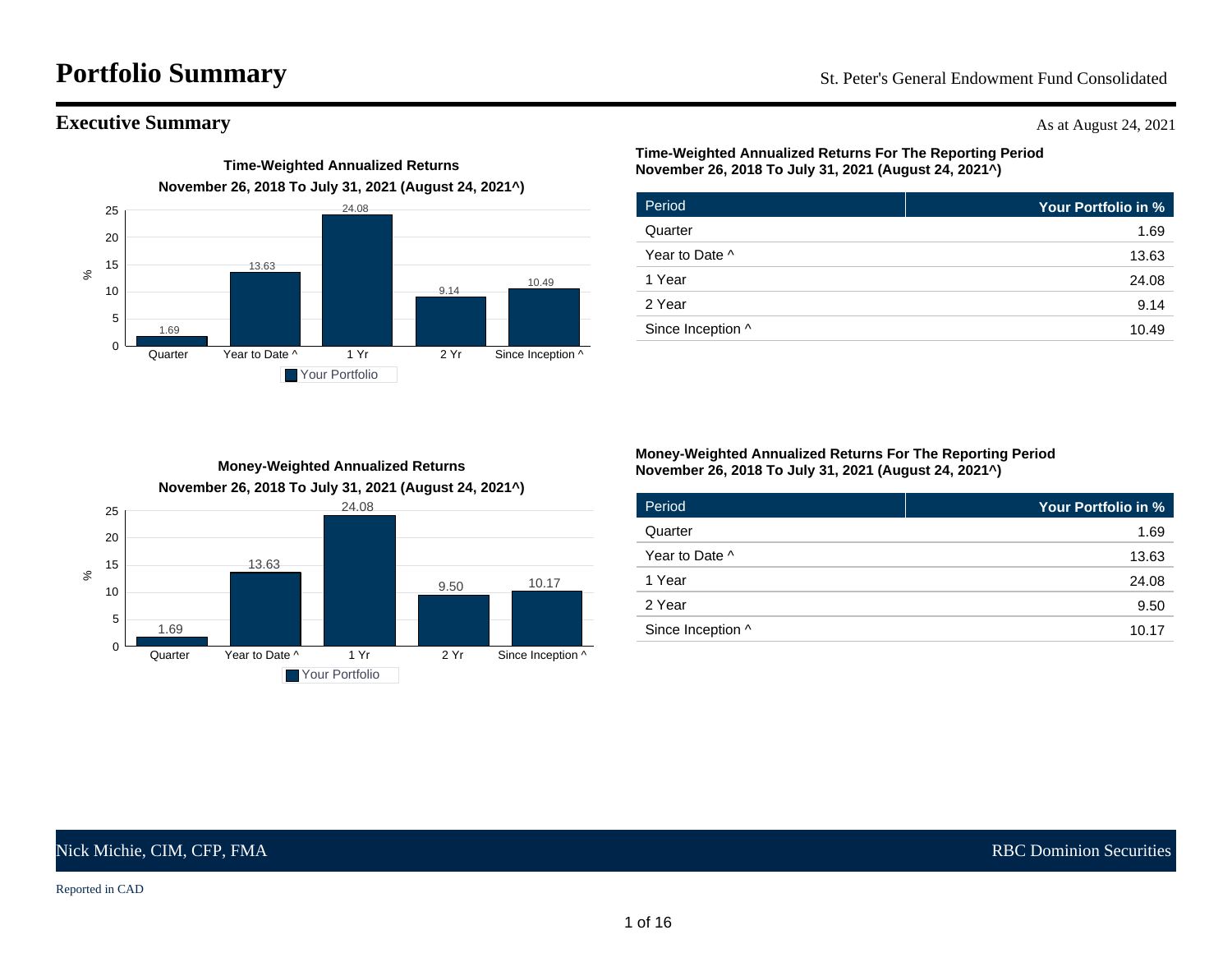# Portfolio Summary

St. Peter's General Endowment Fund Consolidated

## Executive Summary

As at August 24, 2021

**Time-Weighted Annualized Returns**
**November 26, 2018 To July 31, 2021 (August 24, 2021^)**

| Period | Your Portfolio (%) |
|---|---|
| Quarter | 1.69 |
| Year to Date ^ | 13.63 |
| 1 Yr | 24.08 |
| 2 Yr | 9.14 |
| Since Inception ^ | 10.49 |

**Time-Weighted Annualized Returns For The Reporting Period**
**November 26, 2018 To July 31, 2021 (August 24, 2021^)**

| Period | Your Portfolio in % |
|---|---:|
| Quarter | 1.69 |
| Year to Date ^ | 13.63 |
| 1 Year | 24.08 |
| 2 Year | 9.14 |
| Since Inception ^ | 10.49 |

**Money-Weighted Annualized Returns**
**November 26, 2018 To July 31, 2021 (August 24, 2021^)**

| Period | Your Portfolio (%) |
|---|---|
| Quarter | 1.69 |
| Year to Date ^ | 13.63 |
| 1 Yr | 24.08 |
| 2 Yr | 9.50 |
| Since Inception ^ | 10.17 |

**Money-Weighted Annualized Returns For The Reporting Period**
**November 26, 2018 To July 31, 2021 (August 24, 2021^)**

| Period | Your Portfolio in % |
|---|---:|
| Quarter | 1.69 |
| Year to Date ^ | 13.63 |
| 1 Year | 24.08 |
| 2 Year | 9.50 |
| Since Inception ^ | 10.17 |

Nick Michie, CIM, CFP, FMA — RBC Dominion Securities

Reported in CAD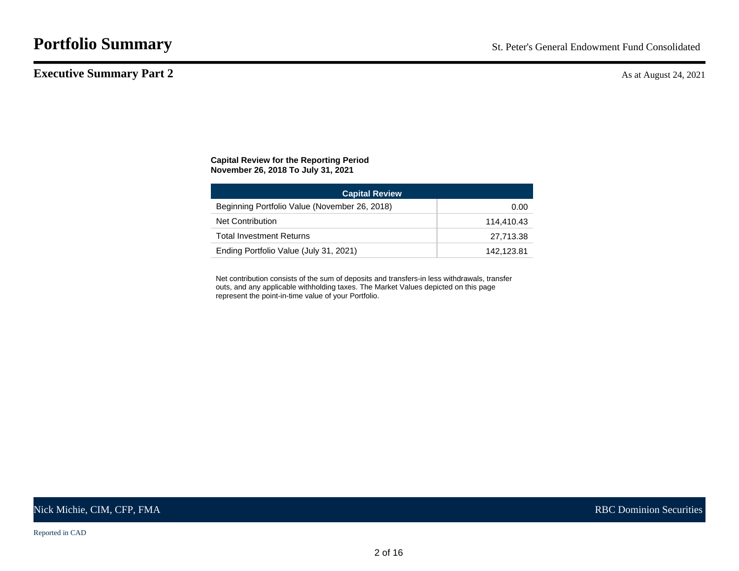# Portfolio Summary

St. Peter's General Endowment Fund Consolidated

## Executive Summary Part 2

As at August 24, 2021

**Capital Review for the Reporting Period**
**November 26, 2018 To July 31, 2021**

| Capital Review | |
|---|---:|
| Beginning Portfolio Value (November 26, 2018) | 0.00 |
| Net Contribution | 114,410.43 |
| Total Investment Returns | 27,713.38 |
| Ending Portfolio Value (July 31, 2021) | 142,123.81 |

Net contribution consists of the sum of deposits and transfers-in less withdrawals, transfer outs, and any applicable withholding taxes. The Market Values depicted on this page represent the point-in-time value of your Portfolio.

Nick Michie, CIM, CFP, FMA

RBC Dominion Securities

Reported in CAD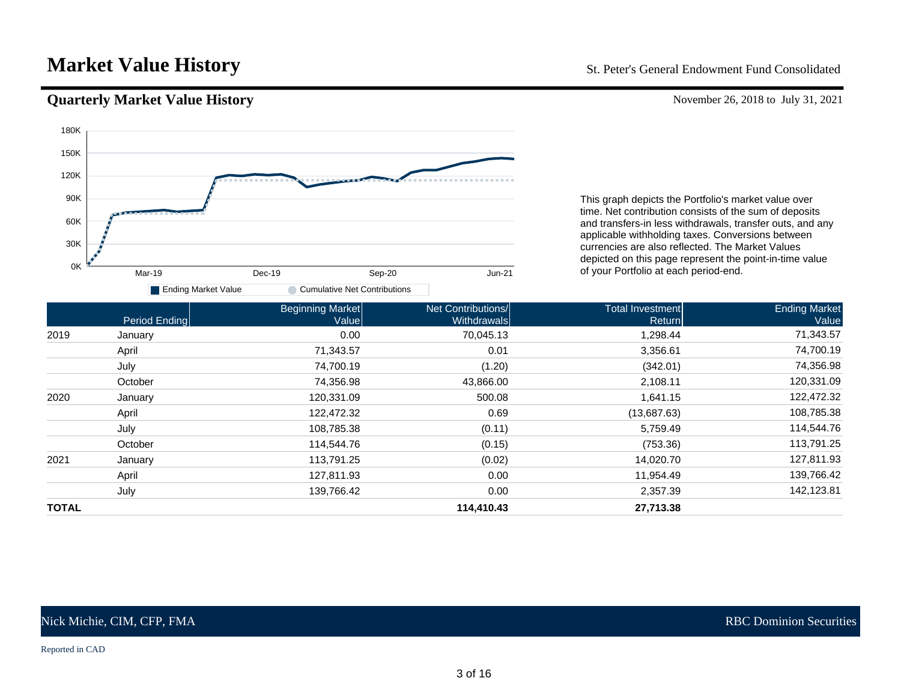# Market Value History

St. Peter's General Endowment Fund Consolidated

## Quarterly Market Value History

November 26, 2018 to July 31, 2021

This graph depicts the Portfolio's market value over time. Net contribution consists of the sum of deposits and transfers-in less withdrawals, transfer outs, and any applicable withholding taxes. Conversions between currencies are also reflected. The Market Values depicted on this page represent the point-in-time value of your Portfolio at each period-end.

| | Period Ending | Beginning Market Value | Net Contributions/ Withdrawals | Total Investment Return | Ending Market Value |
|---|---|---|---|---|---|
| 2019 | January | 0.00 | 70,045.13 | 1,298.44 | 71,343.57 |
| | April | 71,343.57 | 0.01 | 3,356.61 | 74,700.19 |
| | July | 74,700.19 | (1.20) | (342.01) | 74,356.98 |
| | October | 74,356.98 | 43,866.00 | 2,108.11 | 120,331.09 |
| 2020 | January | 120,331.09 | 500.08 | 1,641.15 | 122,472.32 |
| | April | 122,472.32 | 0.69 | (13,687.63) | 108,785.38 |
| | July | 108,785.38 | (0.11) | 5,759.49 | 114,544.76 |
| | October | 114,544.76 | (0.15) | (753.36) | 113,791.25 |
| 2021 | January | 113,791.25 | (0.02) | 14,020.70 | 127,811.93 |
| | April | 127,811.93 | 0.00 | 11,954.49 | 139,766.42 |
| | July | 139,766.42 | 0.00 | 2,357.39 | 142,123.81 |
| **TOTAL** | | | **114,410.43** | **27,713.38** | |

Nick Michie, CIM, CFP, FMA

RBC Dominion Securities

Reported in CAD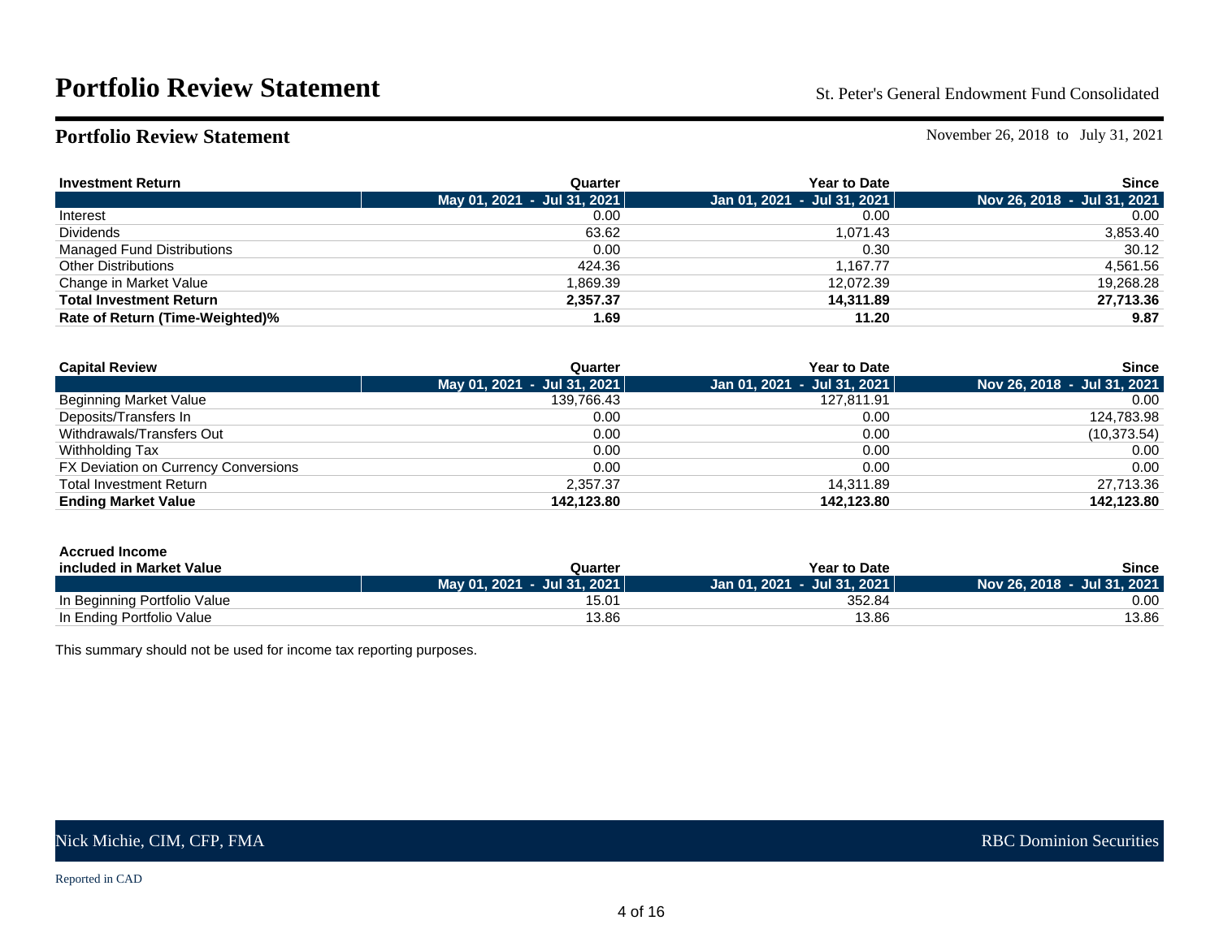# Portfolio Review Statement

St. Peter's General Endowment Fund Consolidated

## Portfolio Review Statement

November 26, 2018 to July 31, 2021

| Investment Return | Quarter | Year to Date | Since |
|---|---|---|---|
| | May 01, 2021 - Jul 31, 2021 | Jan 01, 2021 - Jul 31, 2021 | Nov 26, 2018 - Jul 31, 2021 |
| Interest | 0.00 | 0.00 | 0.00 |
| Dividends | 63.62 | 1,071.43 | 3,853.40 |
| Managed Fund Distributions | 0.00 | 0.30 | 30.12 |
| Other Distributions | 424.36 | 1,167.77 | 4,561.56 |
| Change in Market Value | 1,869.39 | 12,072.39 | 19,268.28 |
| **Total Investment Return** | **2,357.37** | **14,311.89** | **27,713.36** |
| **Rate of Return (Time-Weighted)%** | **1.69** | **11.20** | **9.87** |

| Capital Review | Quarter | Year to Date | Since |
|---|---|---|---|
| | May 01, 2021 - Jul 31, 2021 | Jan 01, 2021 - Jul 31, 2021 | Nov 26, 2018 - Jul 31, 2021 |
| Beginning Market Value | 139,766.43 | 127,811.91 | 0.00 |
| Deposits/Transfers In | 0.00 | 0.00 | 124,783.98 |
| Withdrawals/Transfers Out | 0.00 | 0.00 | (10,373.54) |
| Withholding Tax | 0.00 | 0.00 | 0.00 |
| FX Deviation on Currency Conversions | 0.00 | 0.00 | 0.00 |
| Total Investment Return | 2,357.37 | 14,311.89 | 27,713.36 |
| **Ending Market Value** | **142,123.80** | **142,123.80** | **142,123.80** |

| Accrued Income included in Market Value | Quarter | Year to Date | Since |
|---|---|---|---|
| | May 01, 2021 - Jul 31, 2021 | Jan 01, 2021 - Jul 31, 2021 | Nov 26, 2018 - Jul 31, 2021 |
| In Beginning Portfolio Value | 15.01 | 352.84 | 0.00 |
| In Ending Portfolio Value | 13.86 | 13.86 | 13.86 |

This summary should not be used for income tax reporting purposes.

Nick Michie, CIM, CFP, FMA — RBC Dominion Securities

Reported in CAD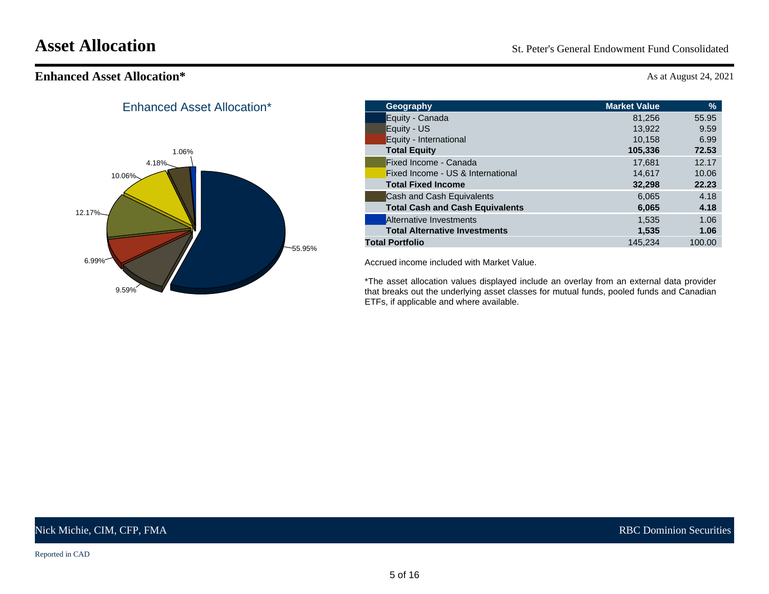# Asset Allocation

St. Peter's General Endowment Fund Consolidated

## Enhanced Asset Allocation*

As at August 24, 2021

Enhanced Asset Allocation*

| Geography | Market Value | % |
|---|---|---|
| Equity - Canada | 81,256 | 55.95 |
| Equity - US | 13,922 | 9.59 |
| Equity - International | 10,158 | 6.99 |
| **Total Equity** | **105,336** | **72.53** |
| Fixed Income - Canada | 17,681 | 12.17 |
| Fixed Income - US & International | 14,617 | 10.06 |
| **Total Fixed Income** | **32,298** | **22.23** |
| Cash and Cash Equivalents | 6,065 | 4.18 |
| **Total Cash and Cash Equivalents** | **6,065** | **4.18** |
| Alternative Investments | 1,535 | 1.06 |
| **Total Alternative Investments** | **1,535** | **1.06** |
| **Total Portfolio** | 145,234 | 100.00 |

Accrued income included with Market Value.

*The asset allocation values displayed include an overlay from an external data provider that breaks out the underlying asset classes for mutual funds, pooled funds and Canadian ETFs, if applicable and where available.

Nick Michie, CIM, CFP, FMA

RBC Dominion Securities

Reported in CAD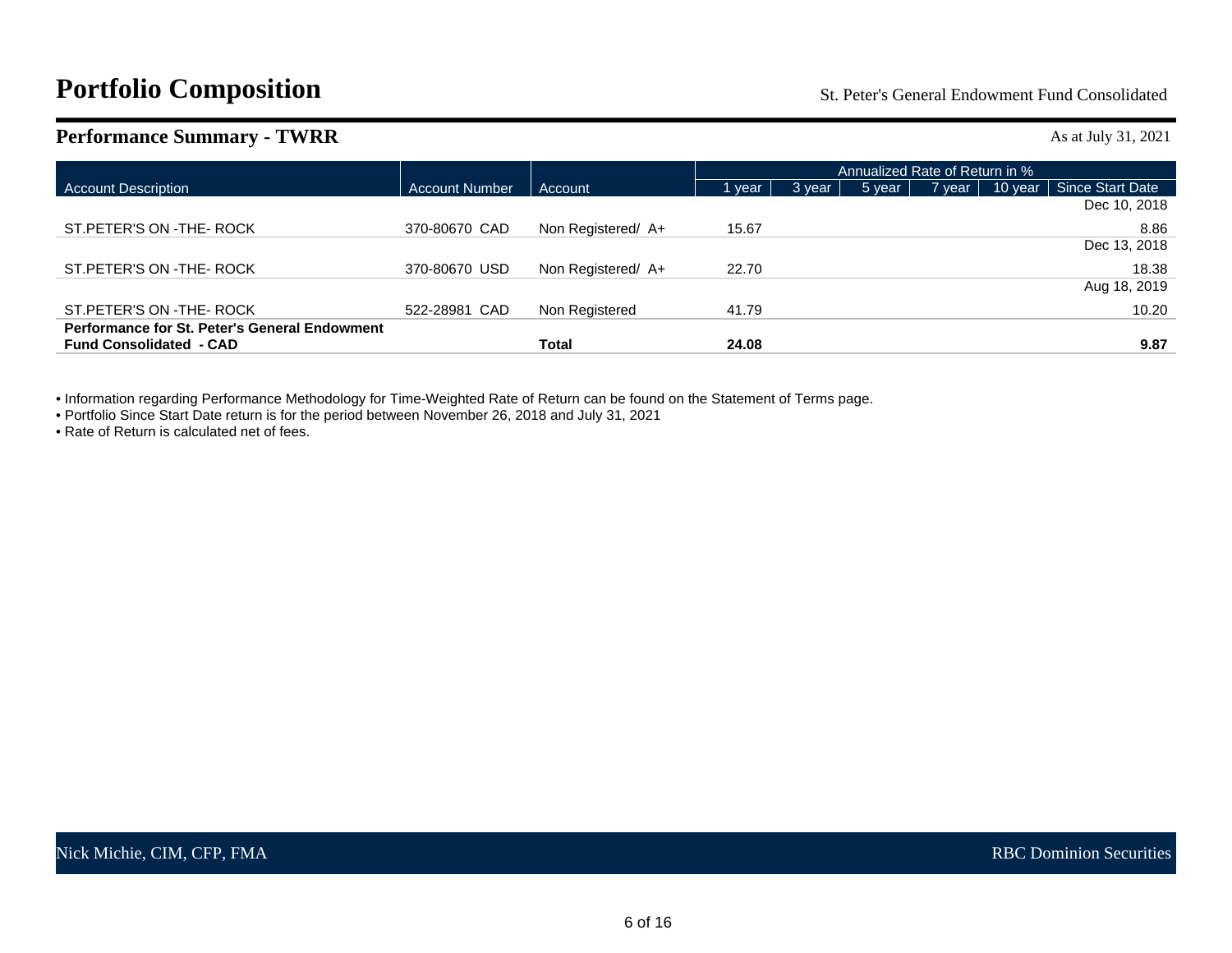# Portfolio Composition

St. Peter's General Endowment Fund Consolidated

## Performance Summary - TWRR

As at July 31, 2021

| Account Description | Account Number | Account | Annualized Rate of Return in % | | | | | |
|---|---|---|---|---|---|---|---|---|
| | | | 1 year | 3 year | 5 year | 7 year | 10 year | Since Start Date |
| ST.PETER'S ON -THE- ROCK | 370-80670 CAD | Non Registered/ A+ | 15.67 | | | | | Dec 10, 2018<br>8.86 |
| ST.PETER'S ON -THE- ROCK | 370-80670 USD | Non Registered/ A+ | 22.70 | | | | | Dec 13, 2018<br>18.38 |
| ST.PETER'S ON -THE- ROCK | 522-28981 CAD | Non Registered | 41.79 | | | | | Aug 18, 2019<br>10.20 |
| **Performance for St. Peter's General Endowment Fund Consolidated - CAD** | | **Total** | **24.08** | | | | | **9.87** |

- Information regarding Performance Methodology for Time-Weighted Rate of Return can be found on the Statement of Terms page.
- Portfolio Since Start Date return is for the period between November 26, 2018 and July 31, 2021
- Rate of Return is calculated net of fees.

Nick Michie, CIM, CFP, FMA

RBC Dominion Securities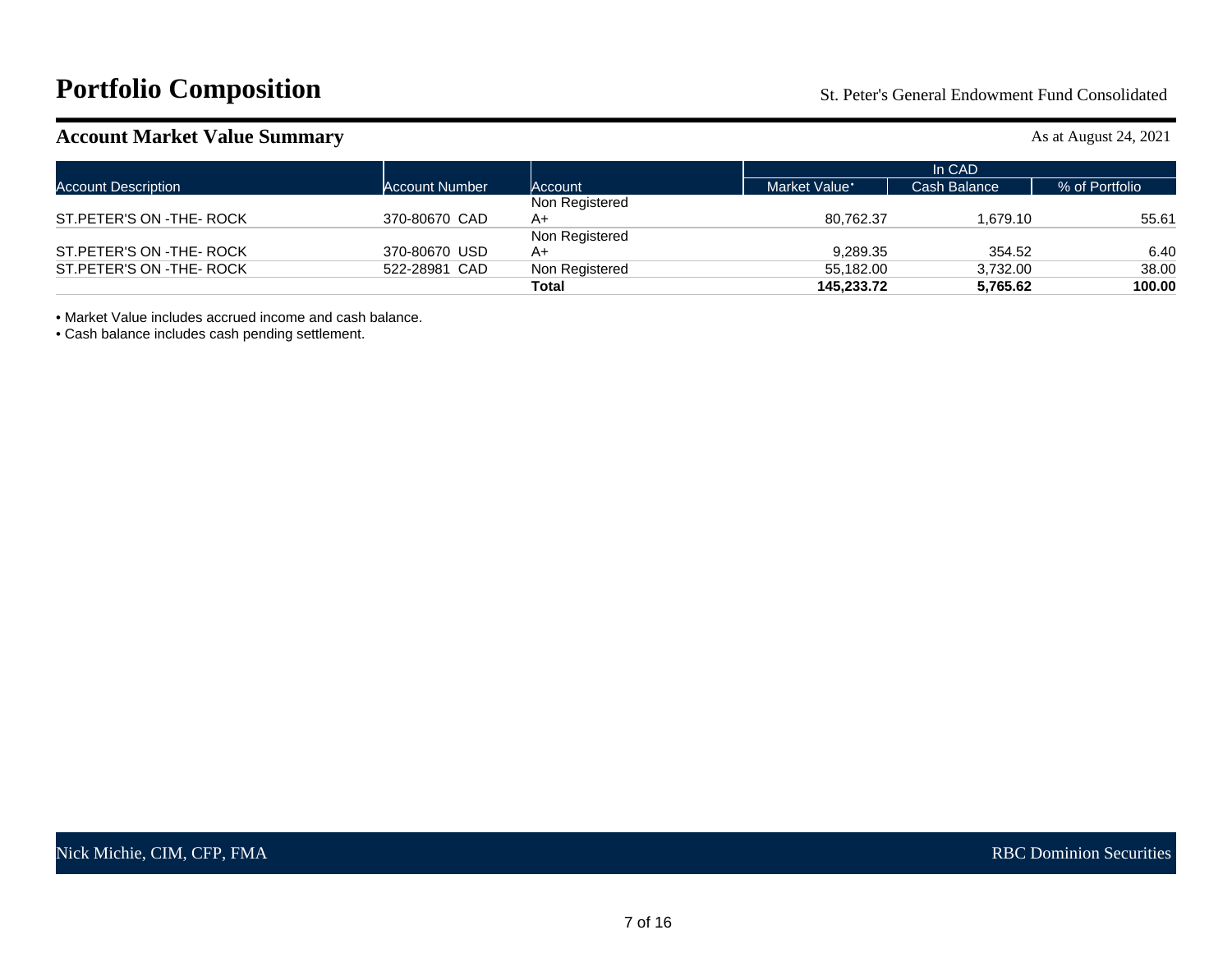# Portfolio Composition

St. Peter's General Endowment Fund Consolidated

## Account Market Value Summary

As at August 24, 2021

| Account Description | Account Number | Account | In CAD | | |
|---|---|---|---|---|---|
| | | | Market Value• | Cash Balance | % of Portfolio |
| ST.PETER'S ON -THE- ROCK | 370-80670 CAD | Non Registered A+ | 80,762.37 | 1,679.10 | 55.61 |
| ST.PETER'S ON -THE- ROCK | 370-80670 USD | Non Registered A+ | 9,289.35 | 354.52 | 6.40 |
| ST.PETER'S ON -THE- ROCK | 522-28981 CAD | Non Registered | 55,182.00 | 3,732.00 | 38.00 |
| | | **Total** | **145,233.72** | **5,765.62** | **100.00** |

• Market Value includes accrued income and cash balance.
• Cash balance includes cash pending settlement.

Nick Michie, CIM, CFP, FMA

RBC Dominion Securities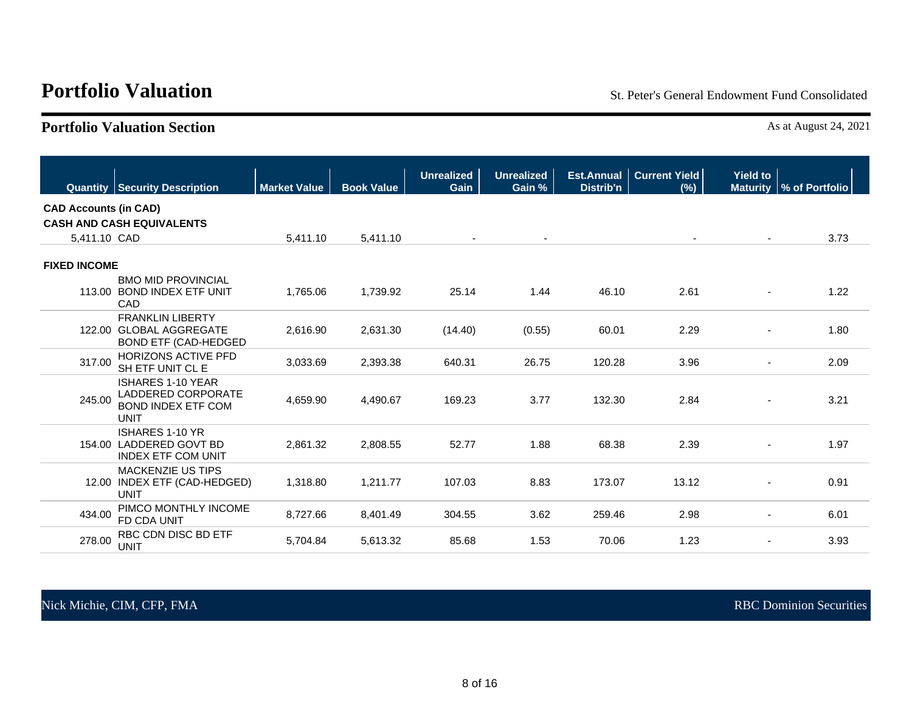# Portfolio Valuation

St. Peter's General Endowment Fund Consolidated

## Portfolio Valuation Section

As at August 24, 2021

| Quantity | Security Description | Market Value | Book Value | Unrealized Gain | Unrealized Gain % | Est.Annual Distrib'n | Current Yield (%) | Yield to Maturity | % of Portfolio |
|---|---|---|---|---|---|---|---|---|---|
| **CAD Accounts (in CAD)** | | | | | | | | | |
| **CASH AND CASH EQUIVALENTS** | | | | | | | | | |
| 5,411.10 | CAD | 5,411.10 | 5,411.10 | - | - | | - | - | 3.73 |
| **FIXED INCOME** | | | | | | | | | |
| 113.00 | BMO MID PROVINCIAL BOND INDEX ETF UNIT CAD | 1,765.06 | 1,739.92 | 25.14 | 1.44 | 46.10 | 2.61 | - | 1.22 |
| 122.00 | FRANKLIN LIBERTY GLOBAL AGGREGATE BOND ETF (CAD-HEDGED | 2,616.90 | 2,631.30 | (14.40) | (0.55) | 60.01 | 2.29 | - | 1.80 |
| 317.00 | HORIZONS ACTIVE PFD SH ETF UNIT CL E | 3,033.69 | 2,393.38 | 640.31 | 26.75 | 120.28 | 3.96 | - | 2.09 |
| 245.00 | ISHARES 1-10 YEAR LADDERED CORPORATE BOND INDEX ETF COM UNIT | 4,659.90 | 4,490.67 | 169.23 | 3.77 | 132.30 | 2.84 | - | 3.21 |
| 154.00 | ISHARES 1-10 YR LADDERED GOVT BD INDEX ETF COM UNIT | 2,861.32 | 2,808.55 | 52.77 | 1.88 | 68.38 | 2.39 | - | 1.97 |
| 12.00 | MACKENZIE US TIPS INDEX ETF (CAD-HEDGED) UNIT | 1,318.80 | 1,211.77 | 107.03 | 8.83 | 173.07 | 13.12 | - | 0.91 |
| 434.00 | PIMCO MONTHLY INCOME FD CDA UNIT | 8,727.66 | 8,401.49 | 304.55 | 3.62 | 259.46 | 2.98 | - | 6.01 |
| 278.00 | RBC CDN DISC BD ETF UNIT | 5,704.84 | 5,613.32 | 85.68 | 1.53 | 70.06 | 1.23 | - | 3.93 |

Nick Michie, CIM, CFP, FMA — RBC Dominion Securities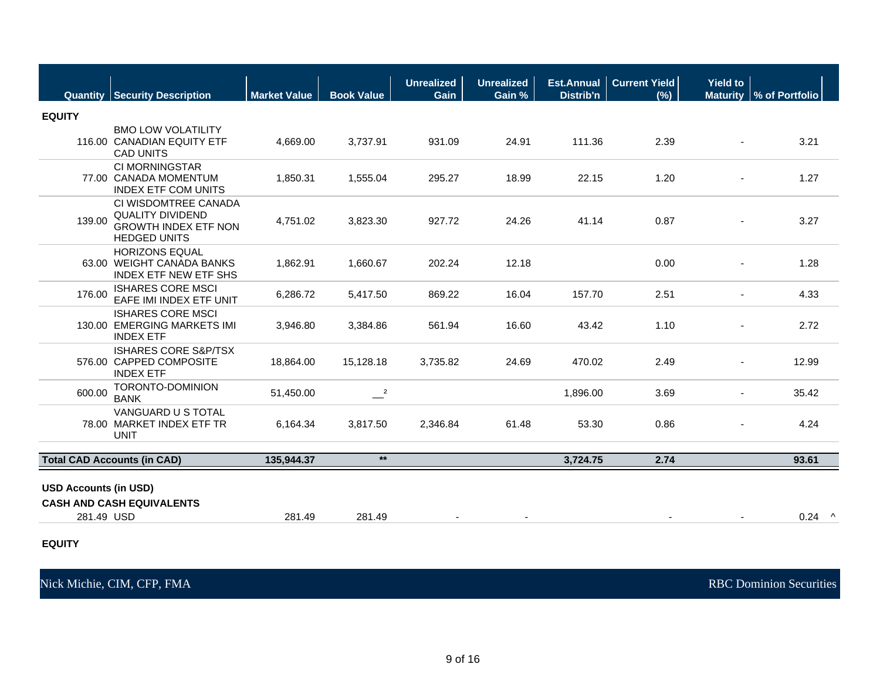| Quantity | Security Description | Market Value | Book Value | Unrealized Gain | Unrealized Gain % | Est.Annual Distrib'n | Current Yield (%) | Yield to Maturity | % of Portfolio |
|---|---|---|---|---|---|---|---|---|---|
| **EQUITY** | | | | | | | | | |
| 116.00 | BMO LOW VOLATILITY CANADIAN EQUITY ETF CAD UNITS | 4,669.00 | 3,737.91 | 931.09 | 24.91 | 111.36 | 2.39 | - | 3.21 |
| 77.00 | CI MORNINGSTAR CANADA MOMENTUM INDEX ETF COM UNITS | 1,850.31 | 1,555.04 | 295.27 | 18.99 | 22.15 | 1.20 | - | 1.27 |
| 139.00 | CI WISDOMTREE CANADA QUALITY DIVIDEND GROWTH INDEX ETF NON HEDGED UNITS | 4,751.02 | 3,823.30 | 927.72 | 24.26 | 41.14 | 0.87 | - | 3.27 |
| 63.00 | HORIZONS EQUAL WEIGHT CANADA BANKS INDEX ETF NEW ETF SHS | 1,862.91 | 1,660.67 | 202.24 | 12.18 | | 0.00 | - | 1.28 |
| 176.00 | ISHARES CORE MSCI EAFE IMI INDEX ETF UNIT | 6,286.72 | 5,417.50 | 869.22 | 16.04 | 157.70 | 2.51 | - | 4.33 |
| 130.00 | ISHARES CORE MSCI EMERGING MARKETS IMI INDEX ETF | 3,946.80 | 3,384.86 | 561.94 | 16.60 | 43.42 | 1.10 | - | 2.72 |
| 576.00 | ISHARES CORE S&P/TSX CAPPED COMPOSITE INDEX ETF | 18,864.00 | 15,128.18 | 3,735.82 | 24.69 | 470.02 | 2.49 | - | 12.99 |
| 600.00 | TORONTO-DOMINION BANK | 51,450.00 | __[2] | | | 1,896.00 | 3.69 | - | 35.42 |
| 78.00 | VANGUARD U S TOTAL MARKET INDEX ETF TR UNIT | 6,164.34 | 3,817.50 | 2,346.84 | 61.48 | 53.30 | 0.86 | - | 4.24 |
| **Total CAD Accounts (in CAD)** | | **135,944.37** | ** | | | **3,724.75** | **2.74** | | **93.61** |

**USD Accounts (in USD)**

| Quantity | Security Description | Market Value | Book Value | Unrealized Gain | Unrealized Gain % | Est.Annual Distrib'n | Current Yield (%) | Yield to Maturity | % of Portfolio |
|---|---|---|---|---|---|---|---|---|---|
| **CASH AND CASH EQUIVALENTS** | | | | | | | | | |
| 281.49 | USD | 281.49 | 281.49 | - | - | | - | - | 0.24 ^ |

**EQUITY**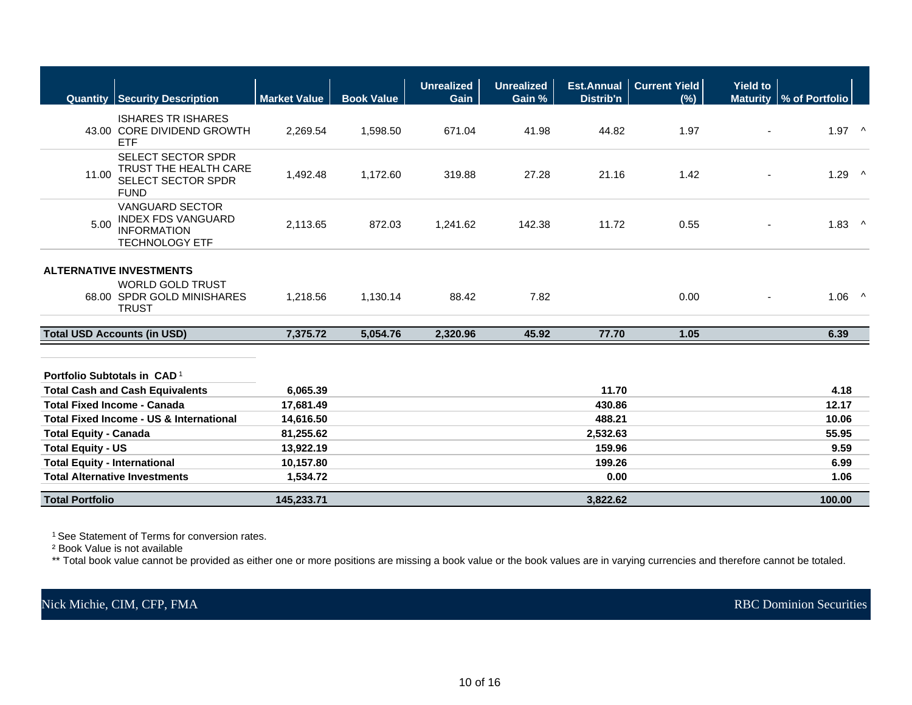| Quantity | Security Description | Market Value | Book Value | Unrealized Gain | Unrealized Gain % | Est.Annual Distrib'n | Current Yield (%) | Yield to Maturity | % of Portfolio | |
|---|---|---|---|---|---|---|---|---|---|---|
| 43.00 | ISHARES TR ISHARES CORE DIVIDEND GROWTH ETF | 2,269.54 | 1,598.50 | 671.04 | 41.98 | 44.82 | 1.97 | - | 1.97 | ^ |
| 11.00 | SELECT SECTOR SPDR TRUST THE HEALTH CARE SELECT SECTOR SPDR FUND | 1,492.48 | 1,172.60 | 319.88 | 27.28 | 21.16 | 1.42 | - | 1.29 | ^ |
| 5.00 | VANGUARD SECTOR INDEX FDS VANGUARD INFORMATION TECHNOLOGY ETF | 2,113.65 | 872.03 | 1,241.62 | 142.38 | 11.72 | 0.55 | - | 1.83 | ^ |
| **ALTERNATIVE INVESTMENTS** | | | | | | | | | | |
| 68.00 | WORLD GOLD TRUST SPDR GOLD MINISHARES TRUST | 1,218.56 | 1,130.14 | 88.42 | 7.82 | | 0.00 | - | 1.06 | ^ |
| **Total USD Accounts (in USD)** | | **7,375.72** | **5,054.76** | **2,320.96** | **45.92** | **77.70** | **1.05** | | **6.39** | |

| Portfolio Subtotals in CAD[1] | Market Value | Est.Annual Distrib'n | % of Portfolio |
|---|---|---|---|
| **Total Cash and Cash Equivalents** | **6,065.39** | **11.70** | **4.18** |
| **Total Fixed Income - Canada** | **17,681.49** | **430.86** | **12.17** |
| **Total Fixed Income - US & International** | **14,616.50** | **488.21** | **10.06** |
| **Total Equity - Canada** | **81,255.62** | **2,532.63** | **55.95** |
| **Total Equity - US** | **13,922.19** | **159.96** | **9.59** |
| **Total Equity - International** | **10,157.80** | **199.26** | **6.99** |
| **Total Alternative Investments** | **1,534.72** | **0.00** | **1.06** |
| **Total Portfolio** | **145,233.71** | **3,822.62** | **100.00** |

[1] See Statement of Terms for conversion rates.

[2] Book Value is not available

** Total book value cannot be provided as either one or more positions are missing a book value or the book values are in varying currencies and therefore cannot be totaled.

Nick Michie, CIM, CFP, FMA — RBC Dominion Securities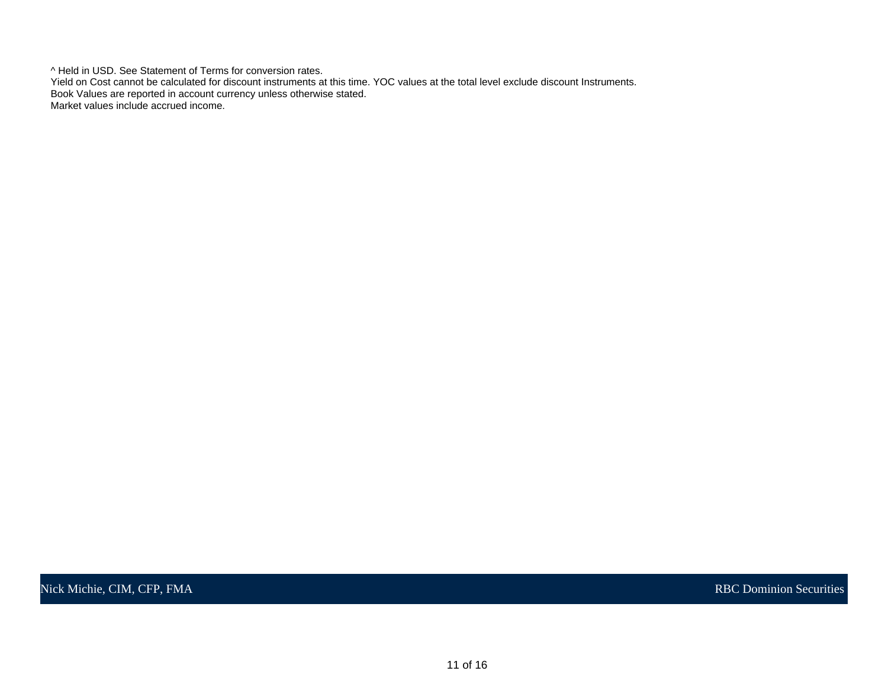^ Held in USD. See Statement of Terms for conversion rates.
Yield on Cost cannot be calculated for discount instruments at this time. YOC values at the total level exclude discount Instruments.
Book Values are reported in account currency unless otherwise stated.
Market values include accrued income.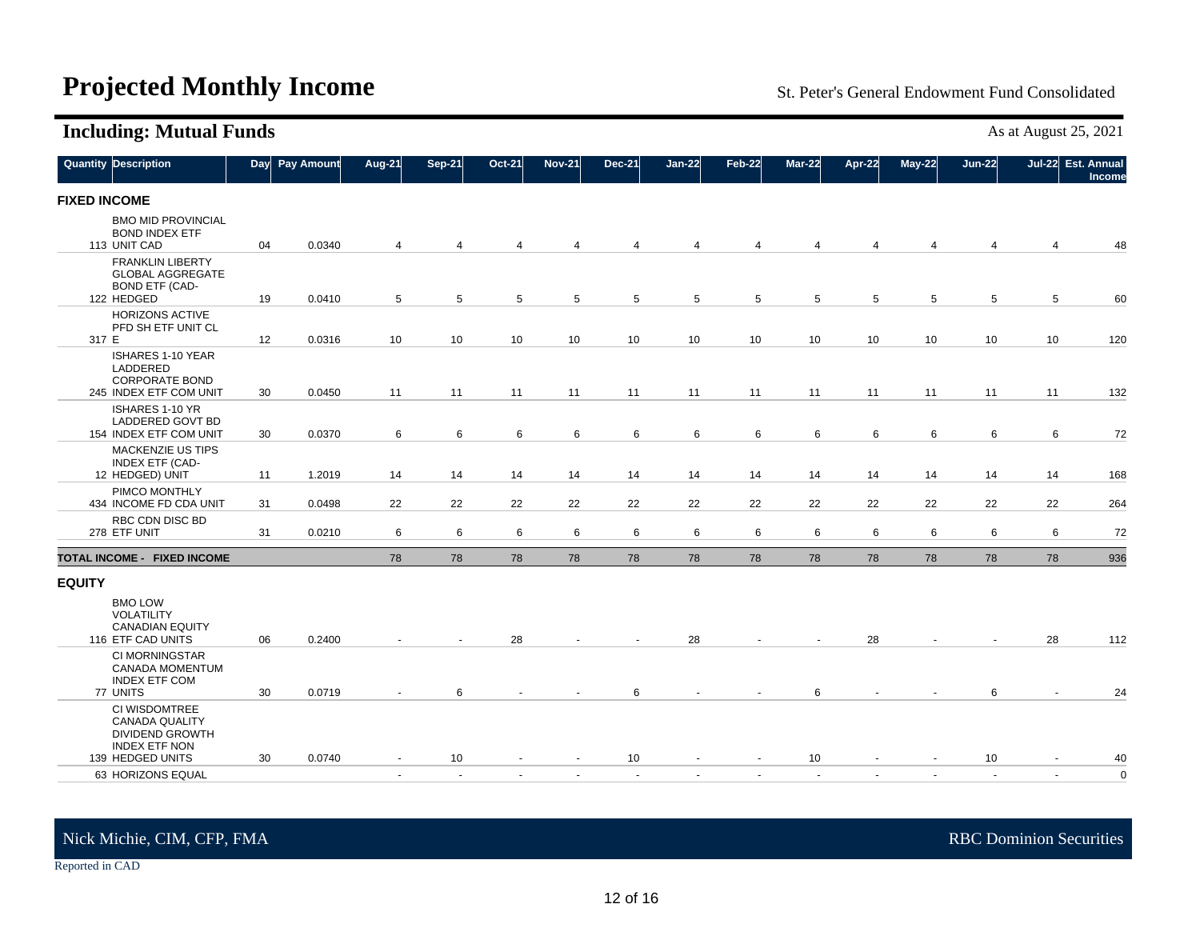# Projected Monthly Income

St. Peter's General Endowment Fund Consolidated

## Including: Mutual Funds

As at August 25, 2021

| Quantity | Description | Day | Pay Amount | Aug-21 | Sep-21 | Oct-21 | Nov-21 | Dec-21 | Jan-22 | Feb-22 | Mar-22 | Apr-22 | May-22 | Jun-22 | Jul-22 | Est. Annual Income |
|---|---|---|---|---|---|---|---|---|---|---|---|---|---|---|---|---|
| **FIXED INCOME** | | | | | | | | | | | | | | | | |
| 113 | BMO MID PROVINCIAL BOND INDEX ETF UNIT CAD | 04 | 0.0340 | 4 | 4 | 4 | 4 | 4 | 4 | 4 | 4 | 4 | 4 | 4 | 4 | 48 |
| 122 | FRANKLIN LIBERTY GLOBAL AGGREGATE BOND ETF (CAD-HEDGED | 19 | 0.0410 | 5 | 5 | 5 | 5 | 5 | 5 | 5 | 5 | 5 | 5 | 5 | 5 | 60 |
| 317 | HORIZONS ACTIVE PFD SH ETF UNIT CL E | 12 | 0.0316 | 10 | 10 | 10 | 10 | 10 | 10 | 10 | 10 | 10 | 10 | 10 | 10 | 120 |
| 245 | ISHARES 1-10 YEAR LADDERED CORPORATE BOND INDEX ETF COM UNIT | 30 | 0.0450 | 11 | 11 | 11 | 11 | 11 | 11 | 11 | 11 | 11 | 11 | 11 | 11 | 132 |
| 154 | ISHARES 1-10 YR LADDERED GOVT BD INDEX ETF COM UNIT | 30 | 0.0370 | 6 | 6 | 6 | 6 | 6 | 6 | 6 | 6 | 6 | 6 | 6 | 6 | 72 |
| 12 | MACKENZIE US TIPS INDEX ETF (CAD-HEDGED) UNIT | 11 | 1.2019 | 14 | 14 | 14 | 14 | 14 | 14 | 14 | 14 | 14 | 14 | 14 | 14 | 168 |
| 434 | PIMCO MONTHLY INCOME FD CDA UNIT | 31 | 0.0498 | 22 | 22 | 22 | 22 | 22 | 22 | 22 | 22 | 22 | 22 | 22 | 22 | 264 |
| 278 | RBC CDN DISC BD ETF UNIT | 31 | 0.0210 | 6 | 6 | 6 | 6 | 6 | 6 | 6 | 6 | 6 | 6 | 6 | 6 | 72 |
| **TOTAL INCOME - FIXED INCOME** | | | | 78 | 78 | 78 | 78 | 78 | 78 | 78 | 78 | 78 | 78 | 78 | 78 | 936 |
| **EQUITY** | | | | | | | | | | | | | | | | |
| 116 | BMO LOW VOLATILITY CANADIAN EQUITY ETF CAD UNITS | 06 | 0.2400 | - | - | 28 | - | - | 28 | - | - | 28 | - | - | 28 | 112 |
| 77 | CI MORNINGSTAR CANADA MOMENTUM INDEX ETF COM UNITS | 30 | 0.0719 | - | 6 | - | - | 6 | - | - | 6 | - | - | 6 | - | 24 |
| 139 | CI WISDOMTREE CANADA QUALITY DIVIDEND GROWTH INDEX ETF NON HEDGED UNITS | 30 | 0.0740 | - | 10 | - | - | 10 | - | - | 10 | - | - | 10 | - | 40 |
| 63 | HORIZONS EQUAL | | | - | - | - | - | - | - | - | - | - | - | - | - | 0 |

Nick Michie, CIM, CFP, FMA

RBC Dominion Securities

Reported in CAD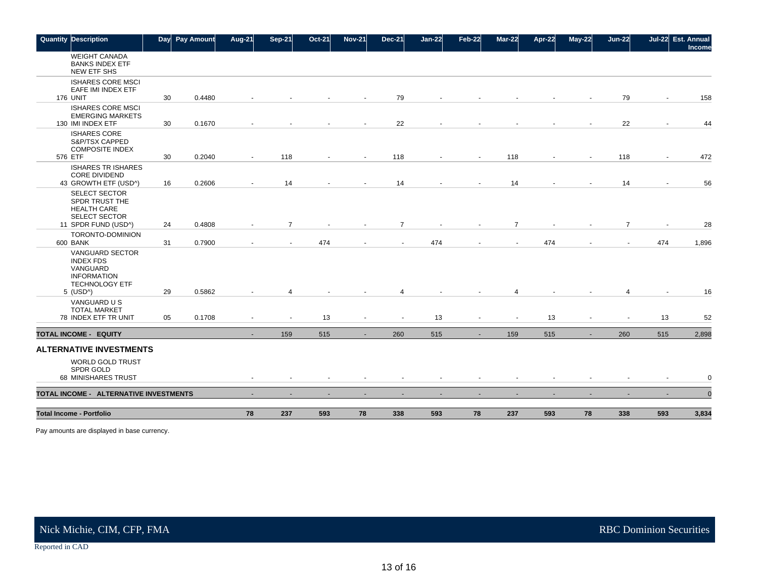| Quantity | Description | Day | Pay Amount | Aug-21 | Sep-21 | Oct-21 | Nov-21 | Dec-21 | Jan-22 | Feb-22 | Mar-22 | Apr-22 | May-22 | Jun-22 | Jul-22 | Est. Annual Income |
|---|---|---|---|---|---|---|---|---|---|---|---|---|---|---|---|---|
| | WEIGHT CANADA BANKS INDEX ETF NEW ETF SHS | | | | | | | | | | | | | | | |
| 176 | ISHARES CORE MSCI EAFE IMI INDEX ETF UNIT | 30 | 0.4480 | - | - | - | - | 79 | - | - | - | - | - | 79 | - | 158 |
| 130 | ISHARES CORE MSCI EMERGING MARKETS IMI INDEX ETF | 30 | 0.1670 | - | - | - | - | 22 | - | - | - | - | - | 22 | - | 44 |
| 576 | ISHARES CORE S&P/TSX CAPPED COMPOSITE INDEX ETF | 30 | 0.2040 | - | 118 | - | - | 118 | - | - | 118 | - | - | 118 | - | 472 |
| 43 | ISHARES TR ISHARES CORE DIVIDEND GROWTH ETF (USD^) | 16 | 0.2606 | - | 14 | - | - | 14 | - | - | 14 | - | - | 14 | - | 56 |
| 11 | SELECT SECTOR SPDR TRUST THE HEALTH CARE SELECT SECTOR SPDR FUND (USD^) | 24 | 0.4808 | - | 7 | - | - | 7 | - | - | 7 | - | - | 7 | - | 28 |
| 600 | TORONTO-DOMINION BANK | 31 | 0.7900 | - | - | 474 | - | - | 474 | - | - | 474 | - | - | 474 | 1,896 |
| 5 | VANGUARD SECTOR INDEX FDS VANGUARD INFORMATION TECHNOLOGY ETF (USD^) | 29 | 0.5862 | - | 4 | - | - | 4 | - | - | 4 | - | - | 4 | - | 16 |
| 78 | VANGUARD U S TOTAL MARKET INDEX ETF TR UNIT | 05 | 0.1708 | - | - | 13 | - | - | 13 | - | - | 13 | - | - | 13 | 52 |
| **TOTAL INCOME - EQUITY** | | | | - | 159 | 515 | - | 260 | 515 | - | 159 | 515 | - | 260 | 515 | 2,898 |

## ALTERNATIVE INVESTMENTS

| Quantity | Description | Day | Pay Amount | Aug-21 | Sep-21 | Oct-21 | Nov-21 | Dec-21 | Jan-22 | Feb-22 | Mar-22 | Apr-22 | May-22 | Jun-22 | Jul-22 | Est. Annual Income |
|---|---|---|---|---|---|---|---|---|---|---|---|---|---|---|---|---|
| 68 | WORLD GOLD TRUST SPDR GOLD MINISHARES TRUST | | | - | - | - | - | - | - | - | - | - | - | - | - | 0 |
| **TOTAL INCOME - ALTERNATIVE INVESTMENTS** | | | | - | - | - | - | - | - | - | - | - | - | - | - | 0 |
| **Total Income - Portfolio** | | | | **78** | **237** | **593** | **78** | **338** | **593** | **78** | **237** | **593** | **78** | **338** | **593** | **3,834** |

Pay amounts are displayed in base currency.

Nick Michie, CIM, CFP, FMA — RBC Dominion Securities

Reported in CAD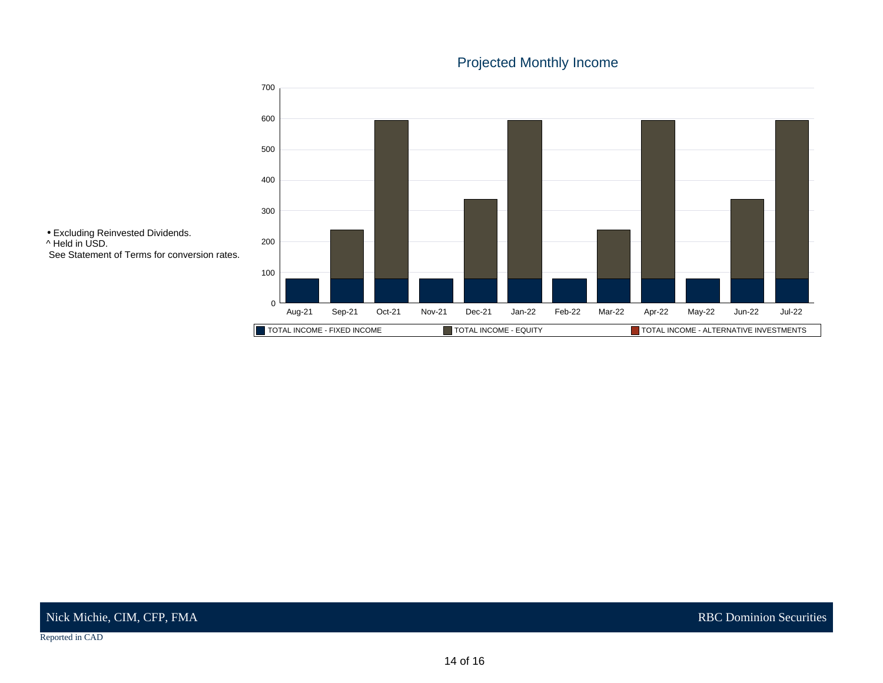## Projected Monthly Income

• Excluding Reinvested Dividends.
^ Held in USD.
See Statement of Terms for conversion rates.

Legend: TOTAL INCOME - FIXED INCOME | TOTAL INCOME - EQUITY | TOTAL INCOME - ALTERNATIVE INVESTMENTS

Reported in CAD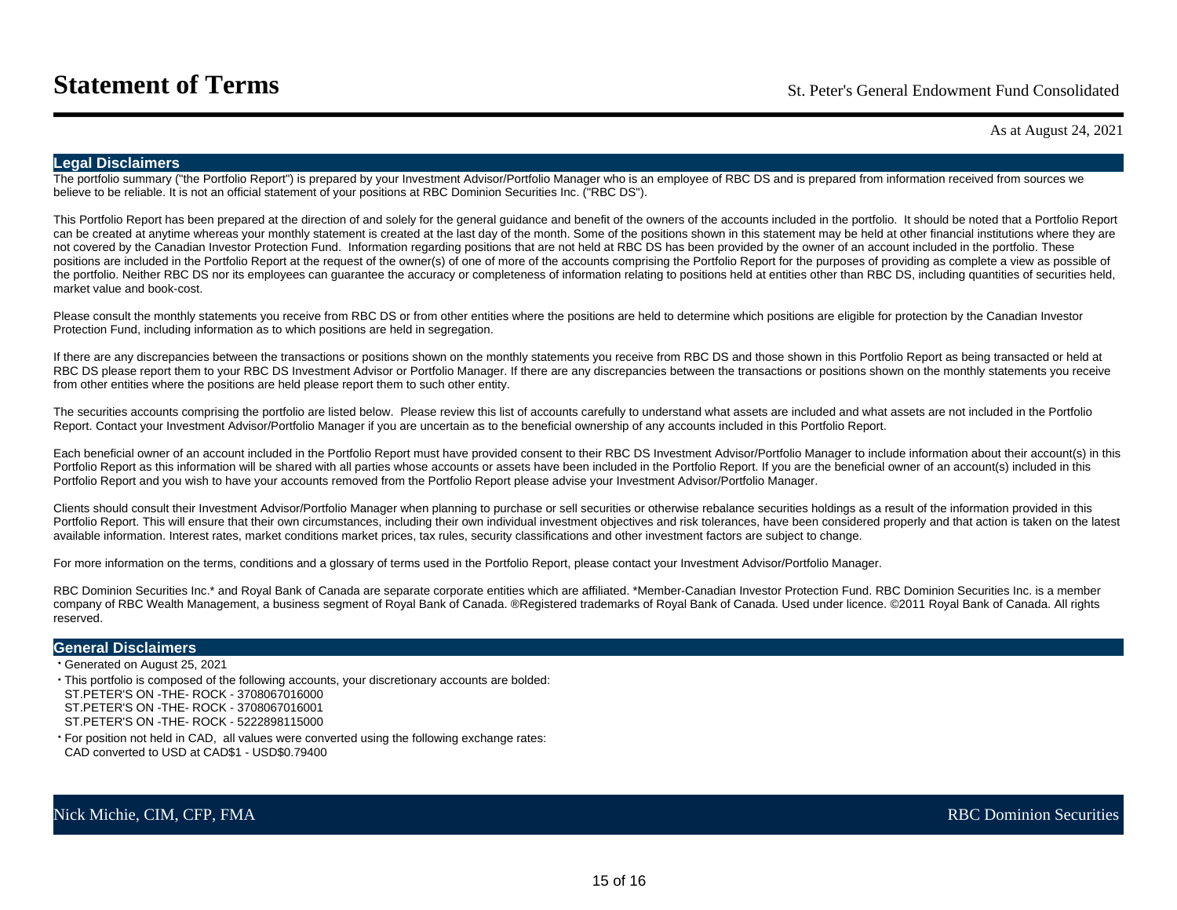# Statement of Terms

St. Peter's General Endowment Fund Consolidated

As at August 24, 2021

## Legal Disclaimers

The portfolio summary ("the Portfolio Report") is prepared by your Investment Advisor/Portfolio Manager who is an employee of RBC DS and is prepared from information received from sources we believe to be reliable. It is not an official statement of your positions at RBC Dominion Securities Inc. ("RBC DS").

This Portfolio Report has been prepared at the direction of and solely for the general guidance and benefit of the owners of the accounts included in the portfolio. It should be noted that a Portfolio Report can be created at anytime whereas your monthly statement is created at the last day of the month. Some of the positions shown in this statement may be held at other financial institutions where they are not covered by the Canadian Investor Protection Fund. Information regarding positions that are not held at RBC DS has been provided by the owner of an account included in the portfolio. These positions are included in the Portfolio Report at the request of the owner(s) of one of more of the accounts comprising the Portfolio Report for the purposes of providing as complete a view as possible of the portfolio. Neither RBC DS nor its employees can guarantee the accuracy or completeness of information relating to positions held at entities other than RBC DS, including quantities of securities held, market value and book-cost.

Please consult the monthly statements you receive from RBC DS or from other entities where the positions are held to determine which positions are eligible for protection by the Canadian Investor Protection Fund, including information as to which positions are held in segregation.

If there are any discrepancies between the transactions or positions shown on the monthly statements you receive from RBC DS and those shown in this Portfolio Report as being transacted or held at RBC DS please report them to your RBC DS Investment Advisor or Portfolio Manager. If there are any discrepancies between the transactions or positions shown on the monthly statements you receive from other entities where the positions are held please report them to such other entity.

The securities accounts comprising the portfolio are listed below. Please review this list of accounts carefully to understand what assets are included and what assets are not included in the Portfolio Report. Contact your Investment Advisor/Portfolio Manager if you are uncertain as to the beneficial ownership of any accounts included in this Portfolio Report.

Each beneficial owner of an account included in the Portfolio Report must have provided consent to their RBC DS Investment Advisor/Portfolio Manager to include information about their account(s) in this Portfolio Report as this information will be shared with all parties whose accounts or assets have been included in the Portfolio Report. If you are the beneficial owner of an account(s) included in this Portfolio Report and you wish to have your accounts removed from the Portfolio Report please advise your Investment Advisor/Portfolio Manager.

Clients should consult their Investment Advisor/Portfolio Manager when planning to purchase or sell securities or otherwise rebalance securities holdings as a result of the information provided in this Portfolio Report. This will ensure that their own circumstances, including their own individual investment objectives and risk tolerances, have been considered properly and that action is taken on the latest available information. Interest rates, market conditions market prices, tax rules, security classifications and other investment factors are subject to change.

For more information on the terms, conditions and a glossary of terms used in the Portfolio Report, please contact your Investment Advisor/Portfolio Manager.

RBC Dominion Securities Inc.* and Royal Bank of Canada are separate corporate entities which are affiliated. *Member-Canadian Investor Protection Fund. RBC Dominion Securities Inc. is a member company of RBC Wealth Management, a business segment of Royal Bank of Canada. ®Registered trademarks of Royal Bank of Canada. Used under licence. ©2011 Royal Bank of Canada. All rights reserved.

## General Disclaimers

- Generated on August 25, 2021
- This portfolio is composed of the following accounts, your discretionary accounts are bolded:
  ST.PETER'S ON -THE- ROCK - 3708067016000
  ST.PETER'S ON -THE- ROCK - 3708067016001
  ST.PETER'S ON -THE- ROCK - 5222898115000
- For position not held in CAD, all values were converted using the following exchange rates:
  CAD converted to USD at CAD$1 - USD$0.79400

Nick Michie, CIM, CFP, FMA

RBC Dominion Securities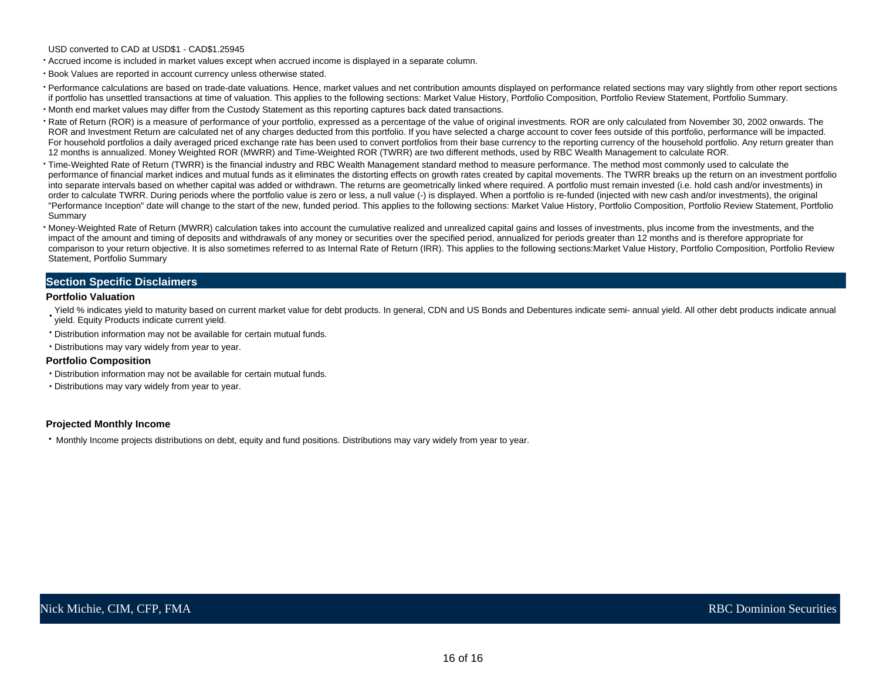USD converted to CAD at USD$1 - CAD$1.25945

- Accrued income is included in market values except when accrued income is displayed in a separate column.
- Book Values are reported in account currency unless otherwise stated.
- Performance calculations are based on trade-date valuations. Hence, market values and net contribution amounts displayed on performance related sections may vary slightly from other report sections if portfolio has unsettled transactions at time of valuation. This applies to the following sections: Market Value History, Portfolio Composition, Portfolio Review Statement, Portfolio Summary.
- Month end market values may differ from the Custody Statement as this reporting captures back dated transactions.
- Rate of Return (ROR) is a measure of performance of your portfolio, expressed as a percentage of the value of original investments. ROR are only calculated from November 30, 2002 onwards. The ROR and Investment Return are calculated net of any charges deducted from this portfolio. If you have selected a charge account to cover fees outside of this portfolio, performance will be impacted. For household portfolios a daily averaged priced exchange rate has been used to convert portfolios from their base currency to the reporting currency of the household portfolio. Any return greater than 12 months is annualized. Money Weighted ROR (MWRR) and Time-Weighted ROR (TWRR) are two different methods, used by RBC Wealth Management to calculate ROR.
- Time-Weighted Rate of Return (TWRR) is the financial industry and RBC Wealth Management standard method to measure performance. The method most commonly used to calculate the performance of financial market indices and mutual funds as it eliminates the distorting effects on growth rates created by capital movements. The TWRR breaks up the return on an investment portfolio into separate intervals based on whether capital was added or withdrawn. The returns are geometrically linked where required. A portfolio must remain invested (i.e. hold cash and/or investments) in order to calculate TWRR. During periods where the portfolio value is zero or less, a null value (-) is displayed. When a portfolio is re-funded (injected with new cash and/or investments), the original "Performance Inception" date will change to the start of the new, funded period. This applies to the following sections: Market Value History, Portfolio Composition, Portfolio Review Statement, Portfolio Summary
- Money-Weighted Rate of Return (MWRR) calculation takes into account the cumulative realized and unrealized capital gains and losses of investments, plus income from the investments, and the impact of the amount and timing of deposits and withdrawals of any money or securities over the specified period, annualized for periods greater than 12 months and is therefore appropriate for comparison to your return objective. It is also sometimes referred to as Internal Rate of Return (IRR). This applies to the following sections:Market Value History, Portfolio Composition, Portfolio Review Statement, Portfolio Summary

## Section Specific Disclaimers

### Portfolio Valuation

- Yield % indicates yield to maturity based on current market value for debt products. In general, CDN and US Bonds and Debentures indicate semi- annual yield. All other debt products indicate annual yield. Equity Products indicate current yield.
- Distribution information may not be available for certain mutual funds.
- Distributions may vary widely from year to year.

### Portfolio Composition

- Distribution information may not be available for certain mutual funds.
- Distributions may vary widely from year to year.

### Projected Monthly Income

- Monthly Income projects distributions on debt, equity and fund positions. Distributions may vary widely from year to year.

Nick Michie, CIM, CFP, FMA

RBC Dominion Securities